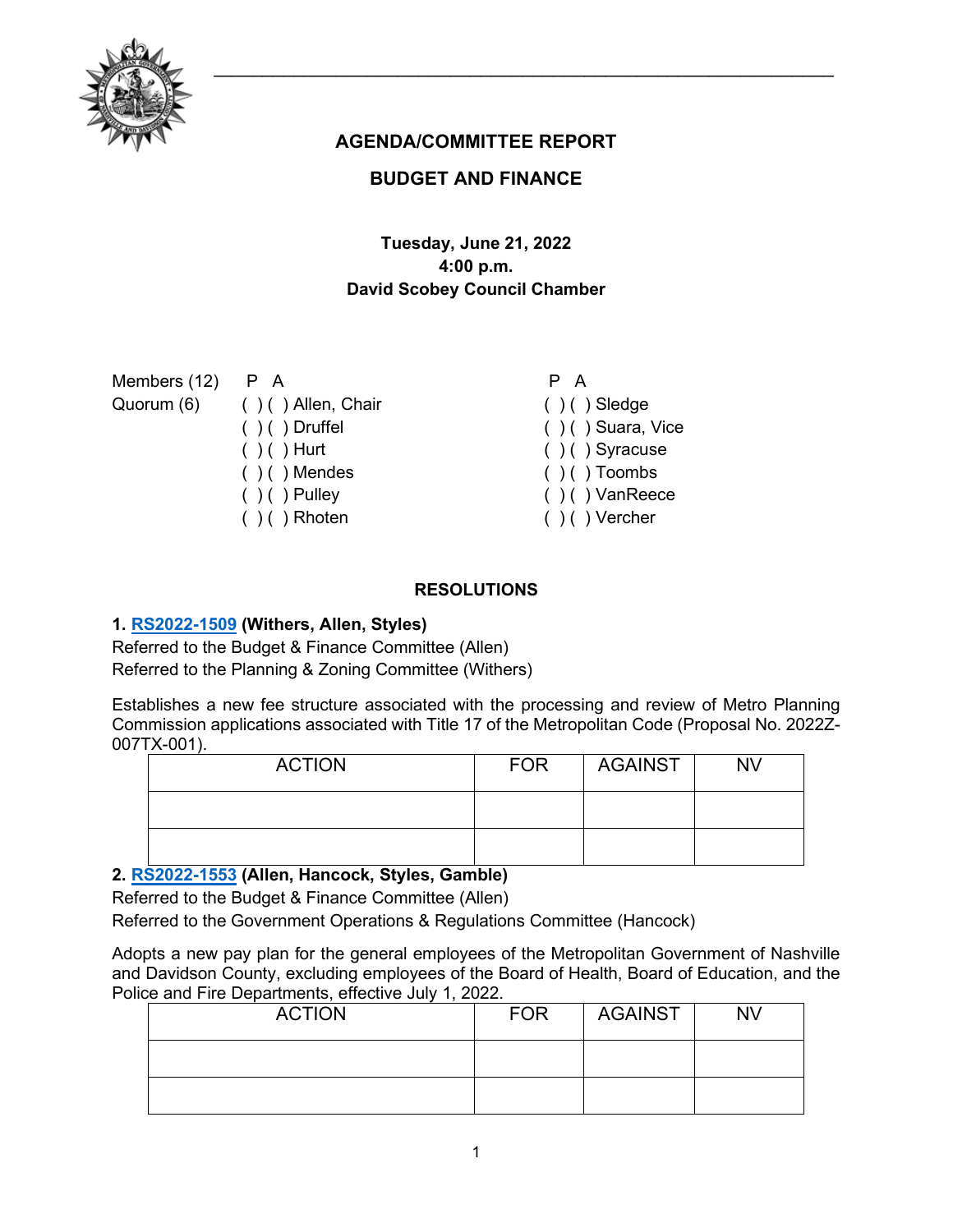# AGENDA/COMMITTEE REPORT

## BUDGET AND FINANCE

**Tuesday, June 21, 2022**
**4:00 p.m.**
**David Scobey Council Chamber**

| Members (12) | P A | | P A |
|---|---|---|---|
| Quorum (6) | ( ) ( ) Allen, Chair | | ( ) ( ) Sledge |
| | ( ) ( ) Druffel | | ( ) ( ) Suara, Vice |
| | ( ) ( ) Hurt | | ( ) ( ) Syracuse |
| | ( ) ( ) Mendes | | ( ) ( ) Toombs |
| | ( ) ( ) Pulley | | ( ) ( ) VanReece |
| | ( ) ( ) Rhoten | | ( ) ( ) Vercher |

## RESOLUTIONS

**1. RS2022-1509 (Withers, Allen, Styles)**
Referred to the Budget & Finance Committee (Allen)
Referred to the Planning & Zoning Committee (Withers)

Establishes a new fee structure associated with the processing and review of Metro Planning Commission applications associated with Title 17 of the Metropolitan Code (Proposal No. 2022Z-007TX-001).

| ACTION | FOR | AGAINST | NV |
|---|---|---|---|
| | | | |
| | | | |

**2. RS2022-1553 (Allen, Hancock, Styles, Gamble)**
Referred to the Budget & Finance Committee (Allen)
Referred to the Government Operations & Regulations Committee (Hancock)

Adopts a new pay plan for the general employees of the Metropolitan Government of Nashville and Davidson County, excluding employees of the Board of Health, Board of Education, and the Police and Fire Departments, effective July 1, 2022.

| ACTION | FOR | AGAINST | NV |
|---|---|---|---|
| | | | |
| | | | |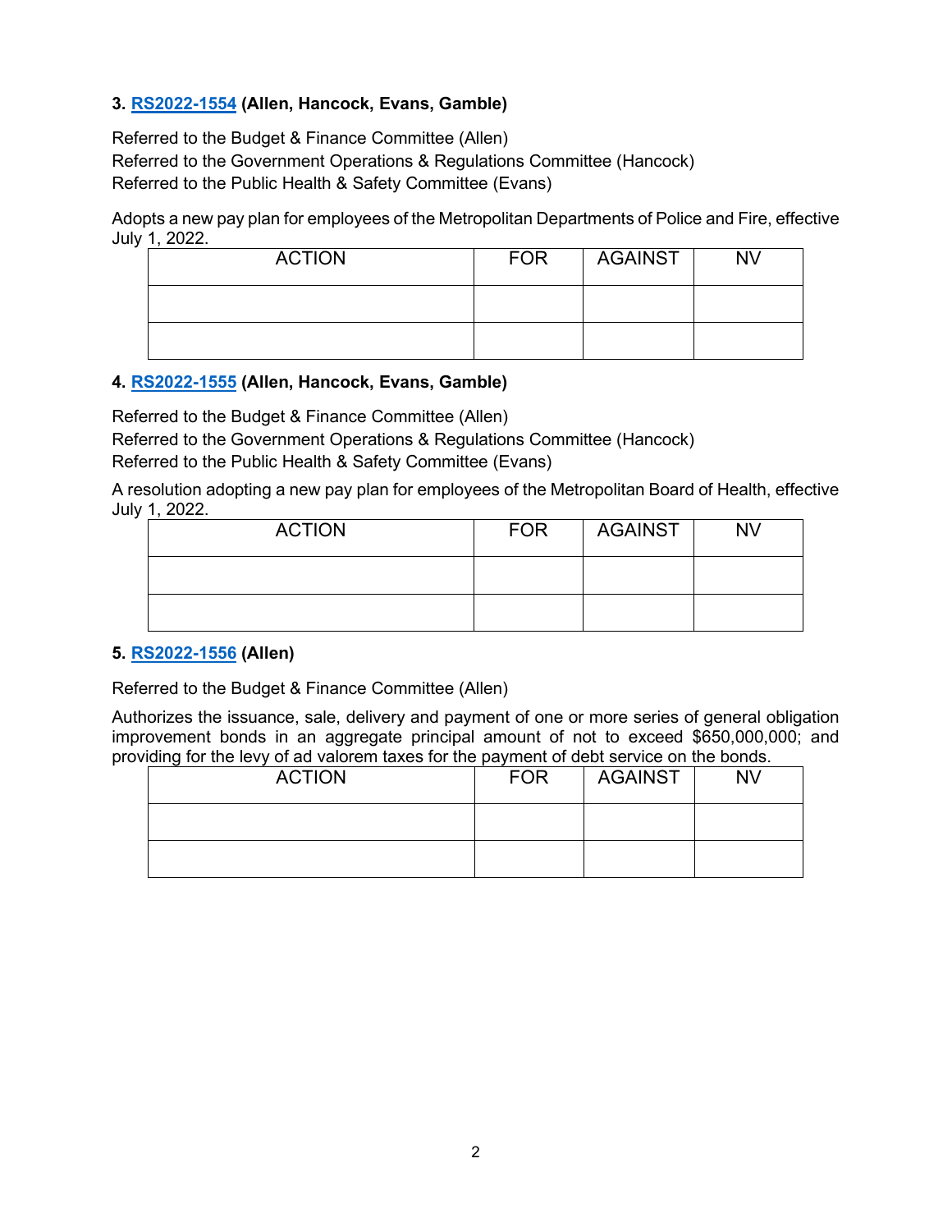**3. RS2022-1554 (Allen, Hancock, Evans, Gamble)**

Referred to the Budget & Finance Committee (Allen)
Referred to the Government Operations & Regulations Committee (Hancock)
Referred to the Public Health & Safety Committee (Evans)

Adopts a new pay plan for employees of the Metropolitan Departments of Police and Fire, effective July 1, 2022.

| ACTION | FOR | AGAINST | NV |
|---|---|---|---|
| | | | |
| | | | |

**4. RS2022-1555 (Allen, Hancock, Evans, Gamble)**

Referred to the Budget & Finance Committee (Allen)
Referred to the Government Operations & Regulations Committee (Hancock)
Referred to the Public Health & Safety Committee (Evans)

A resolution adopting a new pay plan for employees of the Metropolitan Board of Health, effective July 1, 2022.

| ACTION | FOR | AGAINST | NV |
|---|---|---|---|
| | | | |
| | | | |

**5. RS2022-1556 (Allen)**

Referred to the Budget & Finance Committee (Allen)

Authorizes the issuance, sale, delivery and payment of one or more series of general obligation improvement bonds in an aggregate principal amount of not to exceed $650,000,000; and providing for the levy of ad valorem taxes for the payment of debt service on the bonds.

| ACTION | FOR | AGAINST | NV |
|---|---|---|---|
| | | | |
| | | | |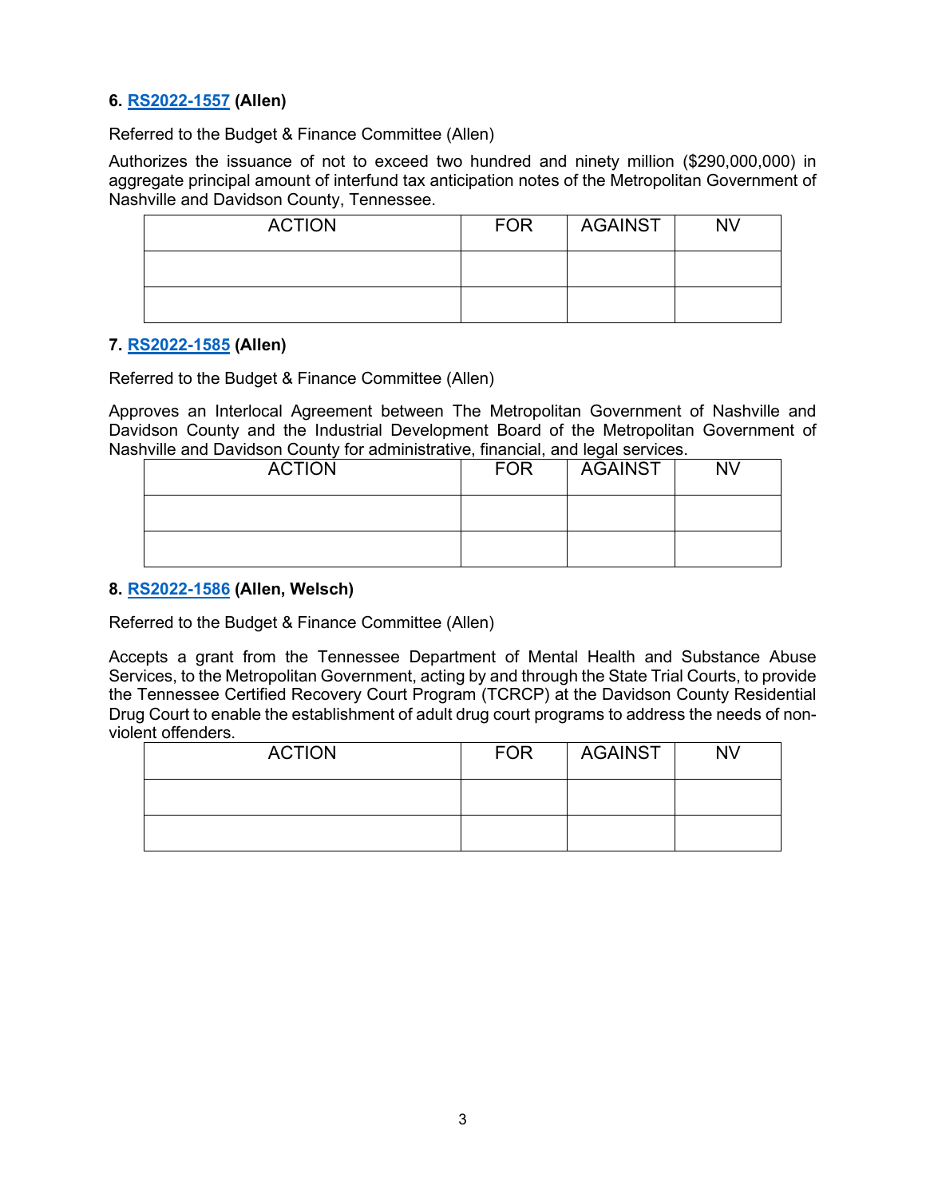**6. RS2022-1557 (Allen)**

Referred to the Budget & Finance Committee (Allen)

Authorizes the issuance of not to exceed two hundred and ninety million ($290,000,000) in aggregate principal amount of interfund tax anticipation notes of the Metropolitan Government of Nashville and Davidson County, Tennessee.

| ACTION | FOR | AGAINST | NV |
|---|---|---|---|
| | | | |
| | | | |

**7. RS2022-1585 (Allen)**

Referred to the Budget & Finance Committee (Allen)

Approves an Interlocal Agreement between The Metropolitan Government of Nashville and Davidson County and the Industrial Development Board of the Metropolitan Government of Nashville and Davidson County for administrative, financial, and legal services.

| ACTION | FOR | AGAINST | NV |
|---|---|---|---|
| | | | |
| | | | |

**8. RS2022-1586 (Allen, Welsch)**

Referred to the Budget & Finance Committee (Allen)

Accepts a grant from the Tennessee Department of Mental Health and Substance Abuse Services, to the Metropolitan Government, acting by and through the State Trial Courts, to provide the Tennessee Certified Recovery Court Program (TCRCP) at the Davidson County Residential Drug Court to enable the establishment of adult drug court programs to address the needs of non-violent offenders.

| ACTION | FOR | AGAINST | NV |
|---|---|---|---|
| | | | |
| | | | |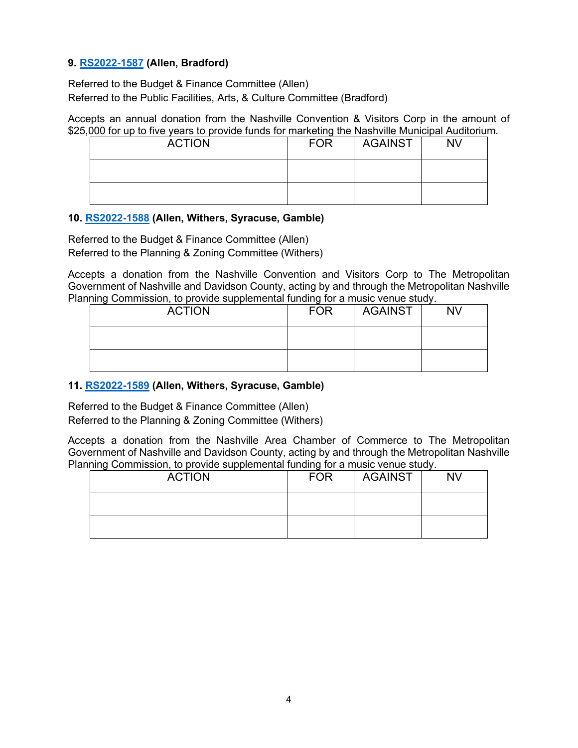**9. RS2022-1587 (Allen, Bradford)**

Referred to the Budget & Finance Committee (Allen)
Referred to the Public Facilities, Arts, & Culture Committee (Bradford)

Accepts an annual donation from the Nashville Convention & Visitors Corp in the amount of $25,000 for up to five years to provide funds for marketing the Nashville Municipal Auditorium.

| ACTION | FOR | AGAINST | NV |
|---|---|---|---|
| | | | |
| | | | |

**10. RS2022-1588 (Allen, Withers, Syracuse, Gamble)**

Referred to the Budget & Finance Committee (Allen)
Referred to the Planning & Zoning Committee (Withers)

Accepts a donation from the Nashville Convention and Visitors Corp to The Metropolitan Government of Nashville and Davidson County, acting by and through the Metropolitan Nashville Planning Commission, to provide supplemental funding for a music venue study.

| ACTION | FOR | AGAINST | NV |
|---|---|---|---|
| | | | |
| | | | |

**11. RS2022-1589 (Allen, Withers, Syracuse, Gamble)**

Referred to the Budget & Finance Committee (Allen)
Referred to the Planning & Zoning Committee (Withers)

Accepts a donation from the Nashville Area Chamber of Commerce to The Metropolitan Government of Nashville and Davidson County, acting by and through the Metropolitan Nashville Planning Commission, to provide supplemental funding for a music venue study.

| ACTION | FOR | AGAINST | NV |
|---|---|---|---|
| | | | |
| | | | |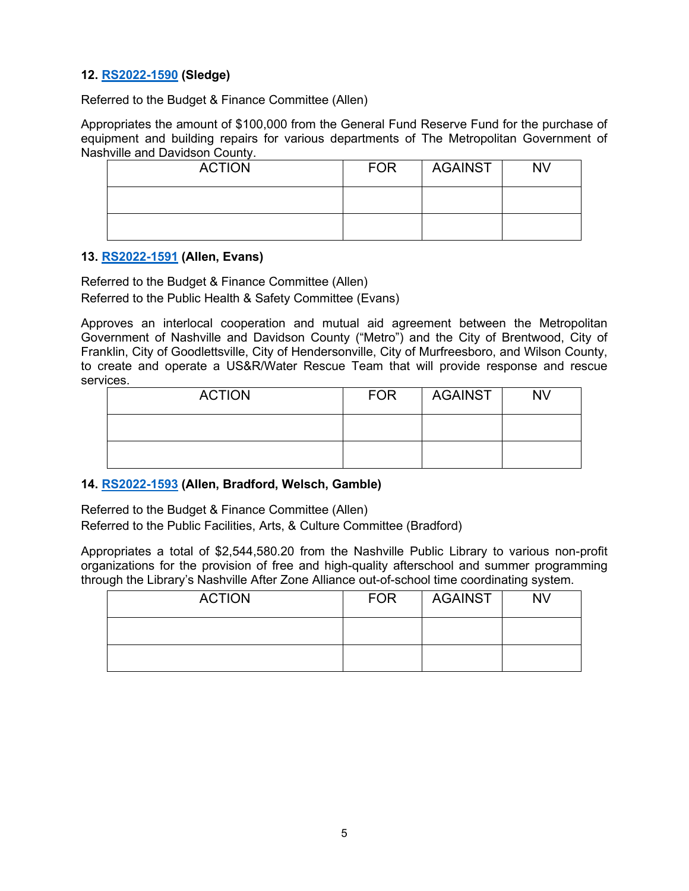**12. RS2022-1590 (Sledge)**

Referred to the Budget & Finance Committee (Allen)

Appropriates the amount of $100,000 from the General Fund Reserve Fund for the purchase of equipment and building repairs for various departments of The Metropolitan Government of Nashville and Davidson County.

| ACTION | FOR | AGAINST | NV |
|---|---|---|---|
| | | | |
| | | | |

**13. RS2022-1591 (Allen, Evans)**

Referred to the Budget & Finance Committee (Allen)
Referred to the Public Health & Safety Committee (Evans)

Approves an interlocal cooperation and mutual aid agreement between the Metropolitan Government of Nashville and Davidson County ("Metro") and the City of Brentwood, City of Franklin, City of Goodlettsville, City of Hendersonville, City of Murfreesboro, and Wilson County, to create and operate a US&R/Water Rescue Team that will provide response and rescue services.

| ACTION | FOR | AGAINST | NV |
|---|---|---|---|
| | | | |
| | | | |

**14. RS2022-1593 (Allen, Bradford, Welsch, Gamble)**

Referred to the Budget & Finance Committee (Allen)
Referred to the Public Facilities, Arts, & Culture Committee (Bradford)

Appropriates a total of $2,544,580.20 from the Nashville Public Library to various non-profit organizations for the provision of free and high-quality afterschool and summer programming through the Library's Nashville After Zone Alliance out-of-school time coordinating system.

| ACTION | FOR | AGAINST | NV |
|---|---|---|---|
| | | | |
| | | | |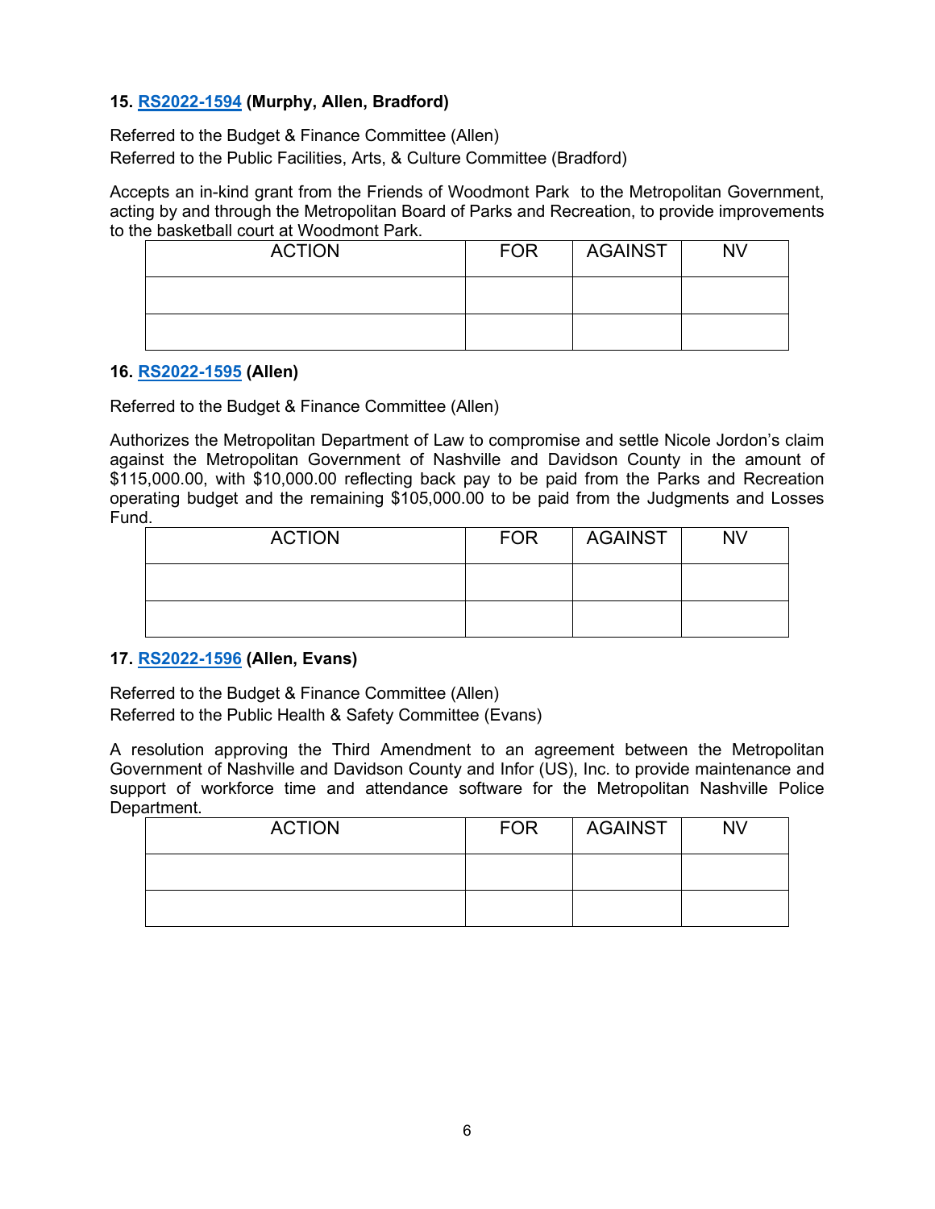**15. RS2022-1594 (Murphy, Allen, Bradford)**

Referred to the Budget & Finance Committee (Allen)
Referred to the Public Facilities, Arts, & Culture Committee (Bradford)

Accepts an in-kind grant from the Friends of Woodmont Park to the Metropolitan Government, acting by and through the Metropolitan Board of Parks and Recreation, to provide improvements to the basketball court at Woodmont Park.

| ACTION | FOR | AGAINST | NV |
|---|---|---|---|
| | | | |
| | | | |

**16. RS2022-1595 (Allen)**

Referred to the Budget & Finance Committee (Allen)

Authorizes the Metropolitan Department of Law to compromise and settle Nicole Jordon's claim against the Metropolitan Government of Nashville and Davidson County in the amount of $115,000.00, with $10,000.00 reflecting back pay to be paid from the Parks and Recreation operating budget and the remaining $105,000.00 to be paid from the Judgments and Losses Fund.

| ACTION | FOR | AGAINST | NV |
|---|---|---|---|
| | | | |
| | | | |

**17. RS2022-1596 (Allen, Evans)**

Referred to the Budget & Finance Committee (Allen)
Referred to the Public Health & Safety Committee (Evans)

A resolution approving the Third Amendment to an agreement between the Metropolitan Government of Nashville and Davidson County and Infor (US), Inc. to provide maintenance and support of workforce time and attendance software for the Metropolitan Nashville Police Department.

| ACTION | FOR | AGAINST | NV |
|---|---|---|---|
| | | | |
| | | | |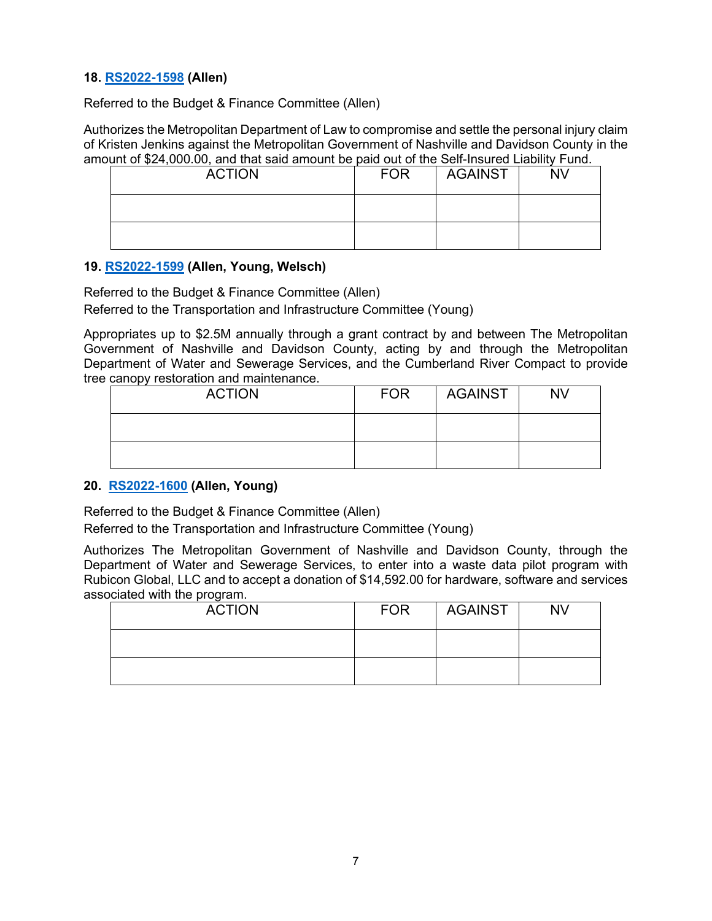**18. RS2022-1598 (Allen)**

Referred to the Budget & Finance Committee (Allen)

Authorizes the Metropolitan Department of Law to compromise and settle the personal injury claim of Kristen Jenkins against the Metropolitan Government of Nashville and Davidson County in the amount of $24,000.00, and that said amount be paid out of the Self-Insured Liability Fund.

| ACTION | FOR | AGAINST | NV |
|---|---|---|---|
| | | | |
| | | | |

**19. RS2022-1599 (Allen, Young, Welsch)**

Referred to the Budget & Finance Committee (Allen)
Referred to the Transportation and Infrastructure Committee (Young)

Appropriates up to $2.5M annually through a grant contract by and between The Metropolitan Government of Nashville and Davidson County, acting by and through the Metropolitan Department of Water and Sewerage Services, and the Cumberland River Compact to provide tree canopy restoration and maintenance.

| ACTION | FOR | AGAINST | NV |
|---|---|---|---|
| | | | |
| | | | |

**20. RS2022-1600 (Allen, Young)**

Referred to the Budget & Finance Committee (Allen)
Referred to the Transportation and Infrastructure Committee (Young)

Authorizes The Metropolitan Government of Nashville and Davidson County, through the Department of Water and Sewerage Services, to enter into a waste data pilot program with Rubicon Global, LLC and to accept a donation of $14,592.00 for hardware, software and services associated with the program.

| ACTION | FOR | AGAINST | NV |
|---|---|---|---|
| | | | |
| | | | |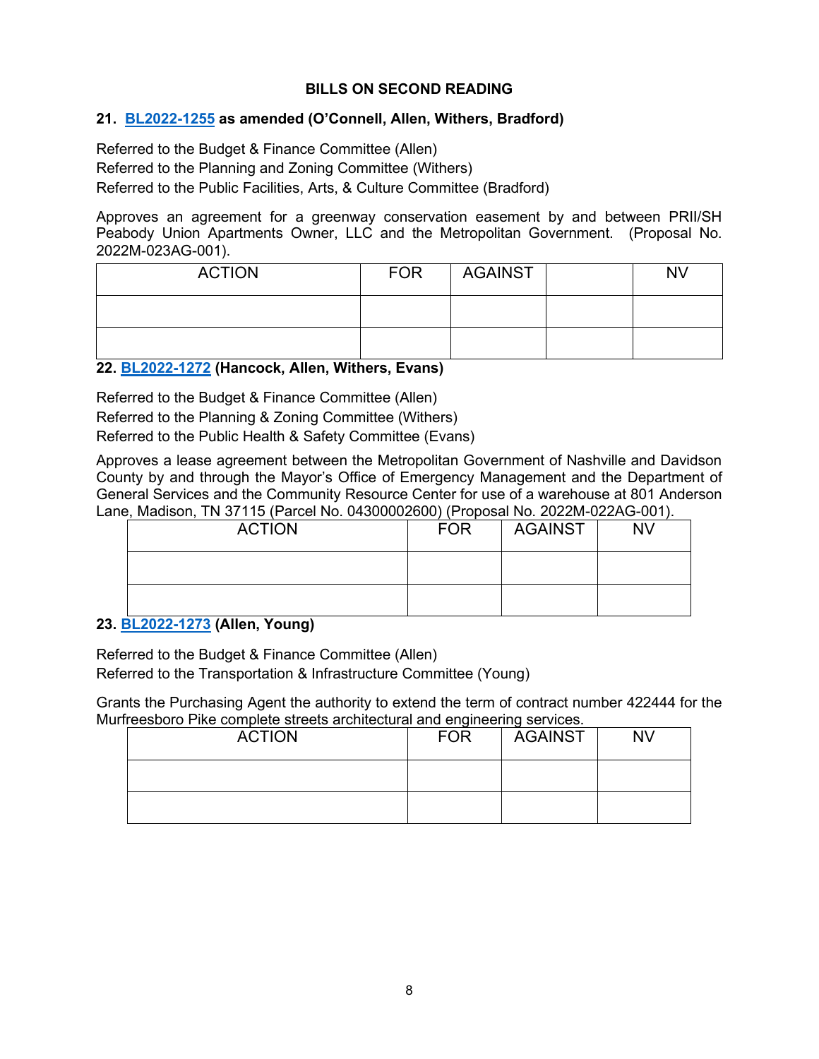## BILLS ON SECOND READING

### 21. BL2022-1255 as amended (O'Connell, Allen, Withers, Bradford)

Referred to the Budget & Finance Committee (Allen)
Referred to the Planning and Zoning Committee (Withers)
Referred to the Public Facilities, Arts, & Culture Committee (Bradford)

Approves an agreement for a greenway conservation easement by and between PRII/SH Peabody Union Apartments Owner, LLC and the Metropolitan Government. (Proposal No. 2022M-023AG-001).

| ACTION | FOR | AGAINST | | NV |
|---|---|---|---|---|
| | | | | |
| | | | | |

### 22. BL2022-1272 (Hancock, Allen, Withers, Evans)

Referred to the Budget & Finance Committee (Allen)
Referred to the Planning & Zoning Committee (Withers)
Referred to the Public Health & Safety Committee (Evans)

Approves a lease agreement between the Metropolitan Government of Nashville and Davidson County by and through the Mayor's Office of Emergency Management and the Department of General Services and the Community Resource Center for use of a warehouse at 801 Anderson Lane, Madison, TN 37115 (Parcel No. 04300002600) (Proposal No. 2022M-022AG-001).

| ACTION | FOR | AGAINST | NV |
|---|---|---|---|
| | | | |
| | | | |

### 23. BL2022-1273 (Allen, Young)

Referred to the Budget & Finance Committee (Allen)
Referred to the Transportation & Infrastructure Committee (Young)

Grants the Purchasing Agent the authority to extend the term of contract number 422444 for the Murfreesboro Pike complete streets architectural and engineering services.

| ACTION | FOR | AGAINST | NV |
|---|---|---|---|
| | | | |
| | | | |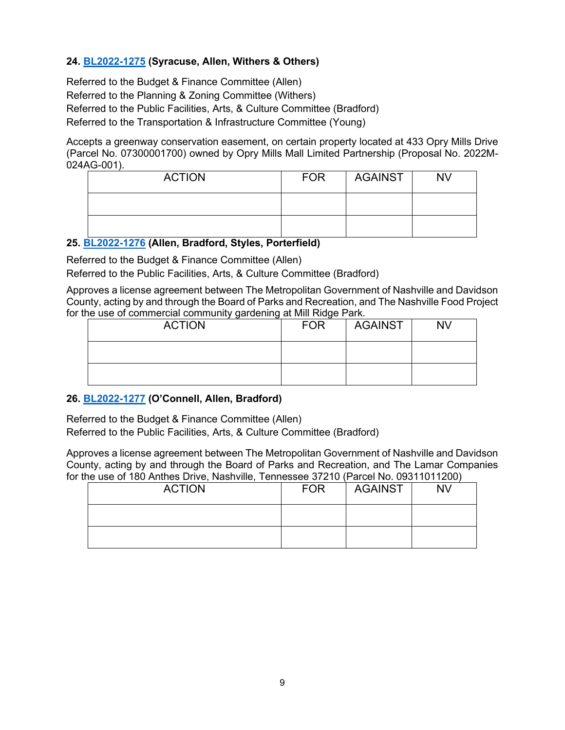**24. BL2022-1275 (Syracuse, Allen, Withers & Others)**

Referred to the Budget & Finance Committee (Allen)
Referred to the Planning & Zoning Committee (Withers)
Referred to the Public Facilities, Arts, & Culture Committee (Bradford)
Referred to the Transportation & Infrastructure Committee (Young)

Accepts a greenway conservation easement, on certain property located at 433 Opry Mills Drive (Parcel No. 07300001700) owned by Opry Mills Mall Limited Partnership (Proposal No. 2022M-024AG-001).

| ACTION | FOR | AGAINST | NV |
|---|---|---|---|
| | | | |
| | | | |

**25. BL2022-1276 (Allen, Bradford, Styles, Porterfield)**

Referred to the Budget & Finance Committee (Allen)
Referred to the Public Facilities, Arts, & Culture Committee (Bradford)

Approves a license agreement between The Metropolitan Government of Nashville and Davidson County, acting by and through the Board of Parks and Recreation, and The Nashville Food Project for the use of commercial community gardening at Mill Ridge Park.

| ACTION | FOR | AGAINST | NV |
|---|---|---|---|
| | | | |
| | | | |

**26. BL2022-1277 (O'Connell, Allen, Bradford)**

Referred to the Budget & Finance Committee (Allen)
Referred to the Public Facilities, Arts, & Culture Committee (Bradford)

Approves a license agreement between The Metropolitan Government of Nashville and Davidson County, acting by and through the Board of Parks and Recreation, and The Lamar Companies for the use of 180 Anthes Drive, Nashville, Tennessee 37210 (Parcel No. 09311011200)

| ACTION | FOR | AGAINST | NV |
|---|---|---|---|
| | | | |
| | | | |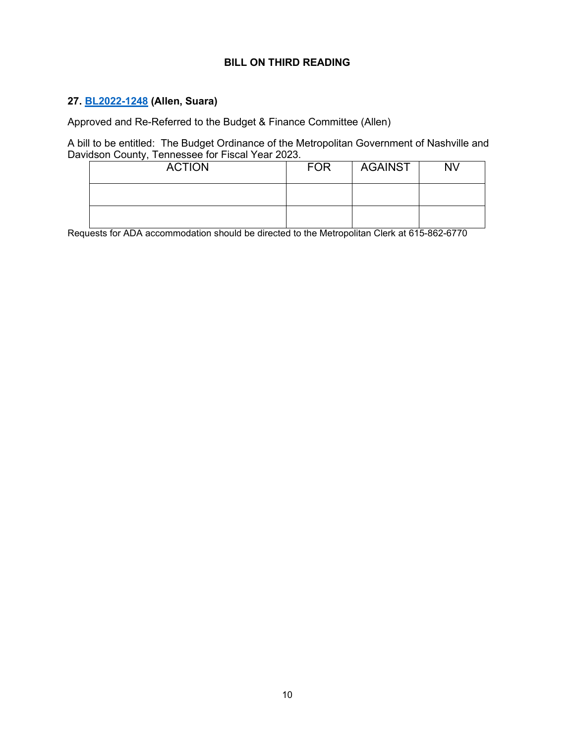**BILL ON THIRD READING**

**27. BL2022-1248 (Allen, Suara)**

Approved and Re-Referred to the Budget & Finance Committee (Allen)

A bill to be entitled: The Budget Ordinance of the Metropolitan Government of Nashville and Davidson County, Tennessee for Fiscal Year 2023.

| ACTION | FOR | AGAINST | NV |
|---|---|---|---|
| | | | |
| | | | |

Requests for ADA accommodation should be directed to the Metropolitan Clerk at 615-862-6770